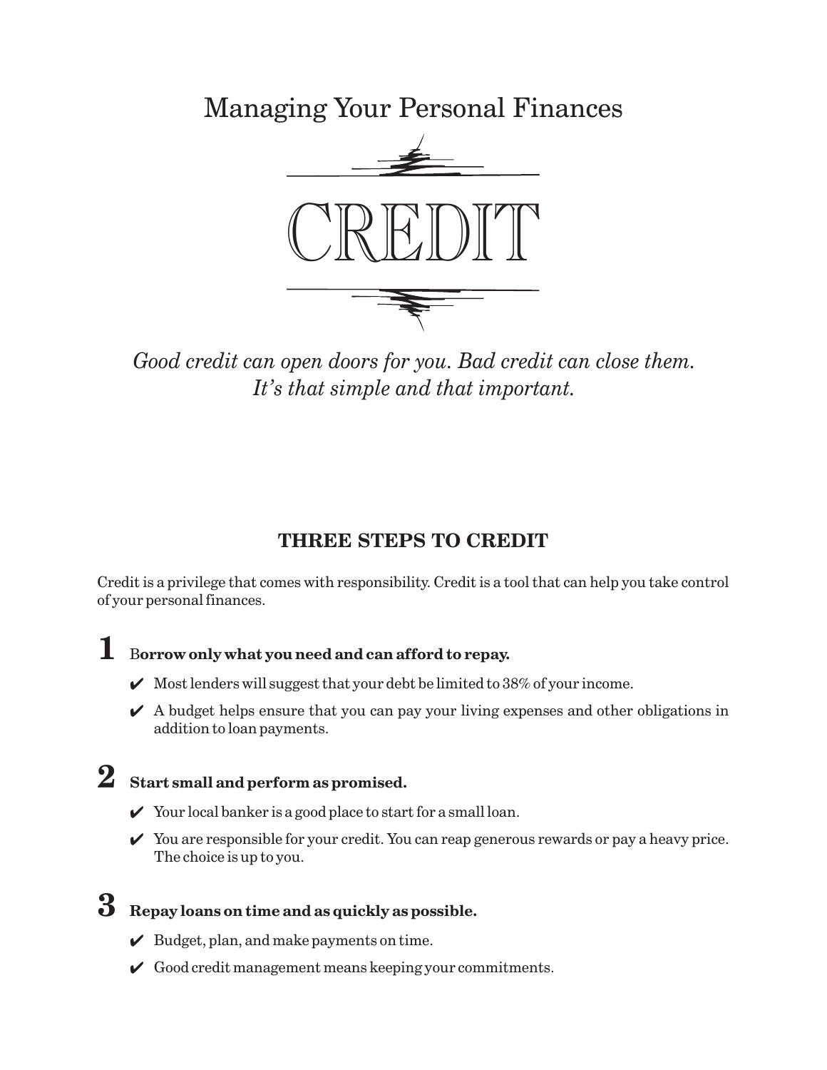# Managing Your Personal Finances

# CREDIT

*Good credit can open doors for you. Bad credit can close them. It's that simple and that important.*

## THREE STEPS TO CREDIT

Credit is a privilege that comes with responsibility. Credit is a tool that can help you take control of your personal finances.

### 1 Borrow only what you need and can afford to repay.

- ✔ Most lenders will suggest that your debt be limited to 38% of your income.
- ✔ A budget helps ensure that you can pay your living expenses and other obligations in addition to loan payments.

### 2 Start small and perform as promised.

- ✔ Your local banker is a good place to start for a small loan.
- ✔ You are responsible for your credit. You can reap generous rewards or pay a heavy price. The choice is up to you.

### 3 Repay loans on time and as quickly as possible.

- ✔ Budget, plan, and make payments on time.
- ✔ Good credit management means keeping your commitments.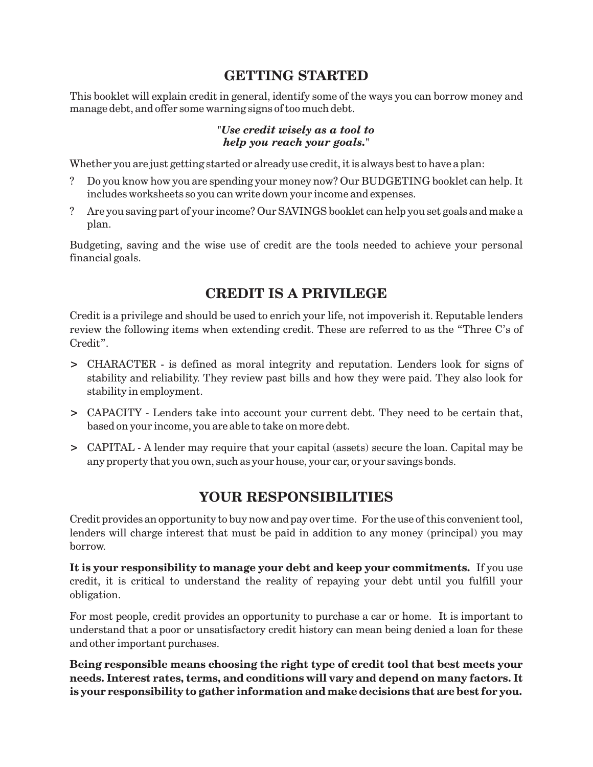## GETTING STARTED

This booklet will explain credit in general, identify some of the ways you can borrow money and manage debt, and offer some warning signs of too much debt.

"***Use credit wisely as a tool to help you reach your goals.***"

Whether you are just getting started or already use credit, it is always best to have a plan:

? Do you know how you are spending your money now? Our BUDGETING booklet can help. It includes worksheets so you can write down your income and expenses.

? Are you saving part of your income? Our SAVINGS booklet can help you set goals and make a plan.

Budgeting, saving and the wise use of credit are the tools needed to achieve your personal financial goals.

## CREDIT IS A PRIVILEGE

Credit is a privilege and should be used to enrich your life, not impoverish it. Reputable lenders review the following items when extending credit. These are referred to as the "Three C's of Credit".

> CHARACTER - is defined as moral integrity and reputation. Lenders look for signs of stability and reliability. They review past bills and how they were paid. They also look for stability in employment.

> CAPACITY - Lenders take into account your current debt. They need to be certain that, based on your income, you are able to take on more debt.

> CAPITAL - A lender may require that your capital (assets) secure the loan. Capital may be any property that you own, such as your house, your car, or your savings bonds.

## YOUR RESPONSIBILITIES

Credit provides an opportunity to buy now and pay over time. For the use of this convenient tool, lenders will charge interest that must be paid in addition to any money (principal) you may borrow.

**It is your responsibility to manage your debt and keep your commitments.** If you use credit, it is critical to understand the reality of repaying your debt until you fulfill your obligation.

For most people, credit provides an opportunity to purchase a car or home. It is important to understand that a poor or unsatisfactory credit history can mean being denied a loan for these and other important purchases.

**Being responsible means choosing the right type of credit tool that best meets your needs. Interest rates, terms, and conditions will vary and depend on many factors. It is your responsibility to gather information and make decisions that are best for you.**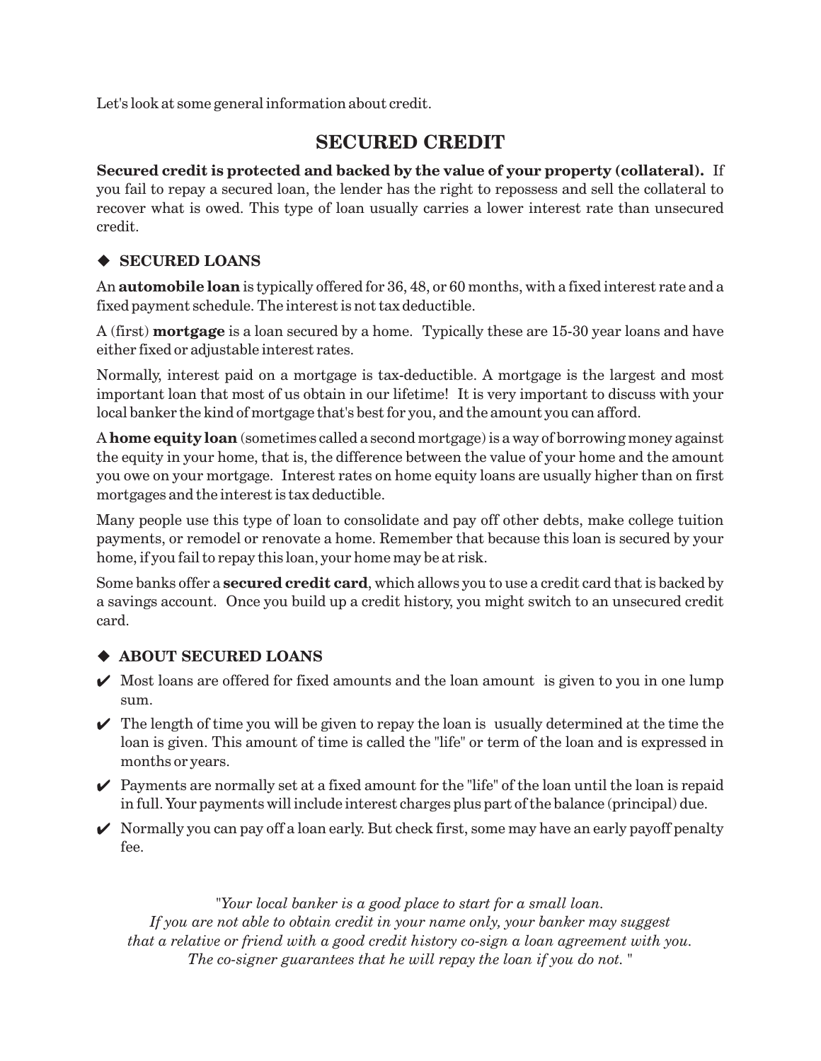Let's look at some general information about credit.

## SECURED CREDIT

**Secured credit is protected and backed by the value of your property (collateral).** If you fail to repay a secured loan, the lender has the right to repossess and sell the collateral to recover what is owed. This type of loan usually carries a lower interest rate than unsecured credit.

### ◆ SECURED LOANS

An **automobile loan** is typically offered for 36, 48, or 60 months, with a fixed interest rate and a fixed payment schedule. The interest is not tax deductible.

A (first) **mortgage** is a loan secured by a home. Typically these are 15-30 year loans and have either fixed or adjustable interest rates.

Normally, interest paid on a mortgage is tax-deductible. A mortgage is the largest and most important loan that most of us obtain in our lifetime! It is very important to discuss with your local banker the kind of mortgage that's best for you, and the amount you can afford.

A **home equity loan** (sometimes called a second mortgage) is a way of borrowing money against the equity in your home, that is, the difference between the value of your home and the amount you owe on your mortgage. Interest rates on home equity loans are usually higher than on first mortgages and the interest is tax deductible.

Many people use this type of loan to consolidate and pay off other debts, make college tuition payments, or remodel or renovate a home. Remember that because this loan is secured by your home, if you fail to repay this loan, your home may be at risk.

Some banks offer a **secured credit card**, which allows you to use a credit card that is backed by a savings account. Once you build up a credit history, you might switch to an unsecured credit card.

### ◆ ABOUT SECURED LOANS

- ✔ Most loans are offered for fixed amounts and the loan amount is given to you in one lump sum.
- ✔ The length of time you will be given to repay the loan is usually determined at the time the loan is given. This amount of time is called the "life" or term of the loan and is expressed in months or years.
- ✔ Payments are normally set at a fixed amount for the "life" of the loan until the loan is repaid in full. Your payments will include interest charges plus part of the balance (principal) due.
- ✔ Normally you can pay off a loan early. But check first, some may have an early payoff penalty fee.

*"Your local banker is a good place to start for a small loan.*
*If you are not able to obtain credit in your name only, your banker may suggest that a relative or friend with a good credit history co-sign a loan agreement with you.*
*The co-signer guarantees that he will repay the loan if you do not. "*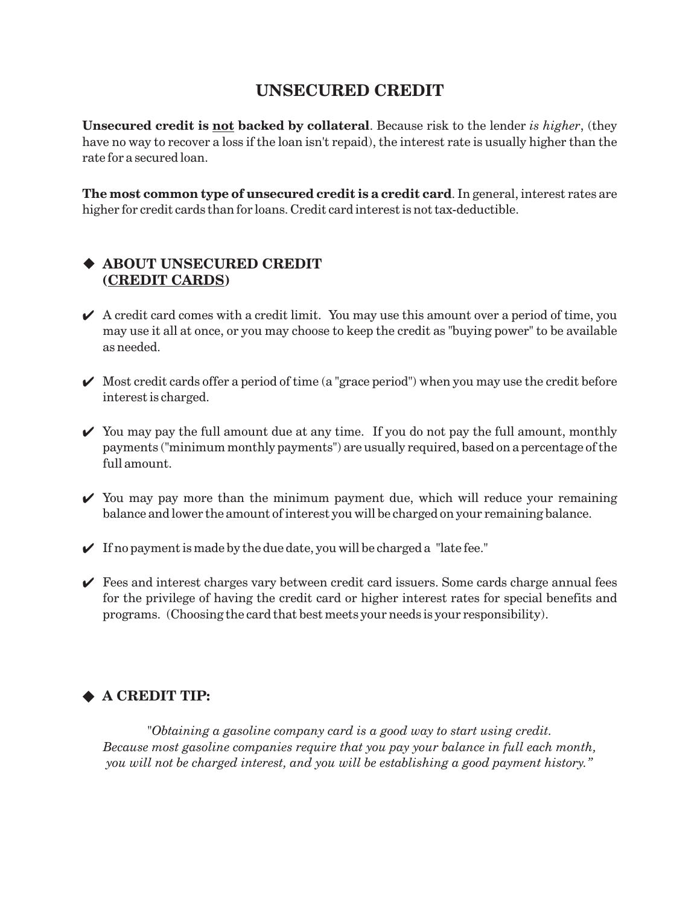# UNSECURED CREDIT

**Unsecured credit is <u>not</u> backed by collateral**. Because risk to the lender *is higher*, (they have no way to recover a loss if the loan isn't repaid), the interest rate is usually higher than the rate for a secured loan.

**The most common type of unsecured credit is a credit card**. In general, interest rates are higher for credit cards than for loans. Credit card interest is not tax-deductible.

## ◆ ABOUT UNSECURED CREDIT (<u>CREDIT CARDS</u>)

- ✔ A credit card comes with a credit limit. You may use this amount over a period of time, you may use it all at once, or you may choose to keep the credit as "buying power" to be available as needed.
- ✔ Most credit cards offer a period of time (a "grace period") when you may use the credit before interest is charged.
- ✔ You may pay the full amount due at any time. If you do not pay the full amount, monthly payments ("minimum monthly payments") are usually required, based on a percentage of the full amount.
- ✔ You may pay more than the minimum payment due, which will reduce your remaining balance and lower the amount of interest you will be charged on your remaining balance.
- ✔ If no payment is made by the due date, you will be charged a "late fee."
- ✔ Fees and interest charges vary between credit card issuers. Some cards charge annual fees for the privilege of having the credit card or higher interest rates for special benefits and programs. (Choosing the card that best meets your needs is your responsibility).

## ◆ A CREDIT TIP:

*"Obtaining a gasoline company card is a good way to start using credit. Because most gasoline companies require that you pay your balance in full each month, you will not be charged interest, and you will be establishing a good payment history."*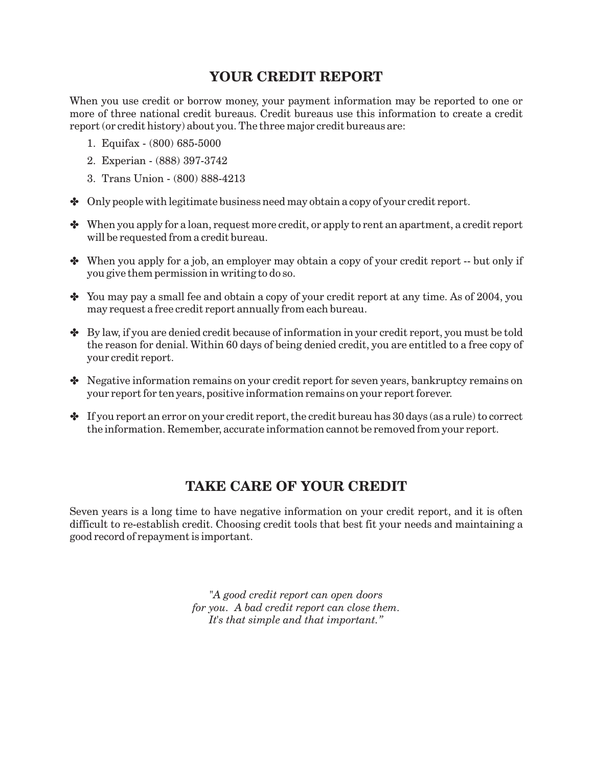## YOUR CREDIT REPORT

When you use credit or borrow money, your payment information may be reported to one or more of three national credit bureaus. Credit bureaus use this information to create a credit report (or credit history) about you. The three major credit bureaus are:

1. Equifax - (800) 685-5000
2. Experian - (888) 397-3742
3. Trans Union - (800) 888-4213

- Only people with legitimate business need may obtain a copy of your credit report.
- When you apply for a loan, request more credit, or apply to rent an apartment, a credit report will be requested from a credit bureau.
- When you apply for a job, an employer may obtain a copy of your credit report -- but only if you give them permission in writing to do so.
- You may pay a small fee and obtain a copy of your credit report at any time. As of 2004, you may request a free credit report annually from each bureau.
- By law, if you are denied credit because of information in your credit report, you must be told the reason for denial. Within 60 days of being denied credit, you are entitled to a free copy of your credit report.
- Negative information remains on your credit report for seven years, bankruptcy remains on your report for ten years, positive information remains on your report forever.
- If you report an error on your credit report, the credit bureau has 30 days (as a rule) to correct the information. Remember, accurate information cannot be removed from your report.

## TAKE CARE OF YOUR CREDIT

Seven years is a long time to have negative information on your credit report, and it is often difficult to re-establish credit. Choosing credit tools that best fit your needs and maintaining a good record of repayment is important.

*"A good credit report can open doors for you. A bad credit report can close them. It's that simple and that important."*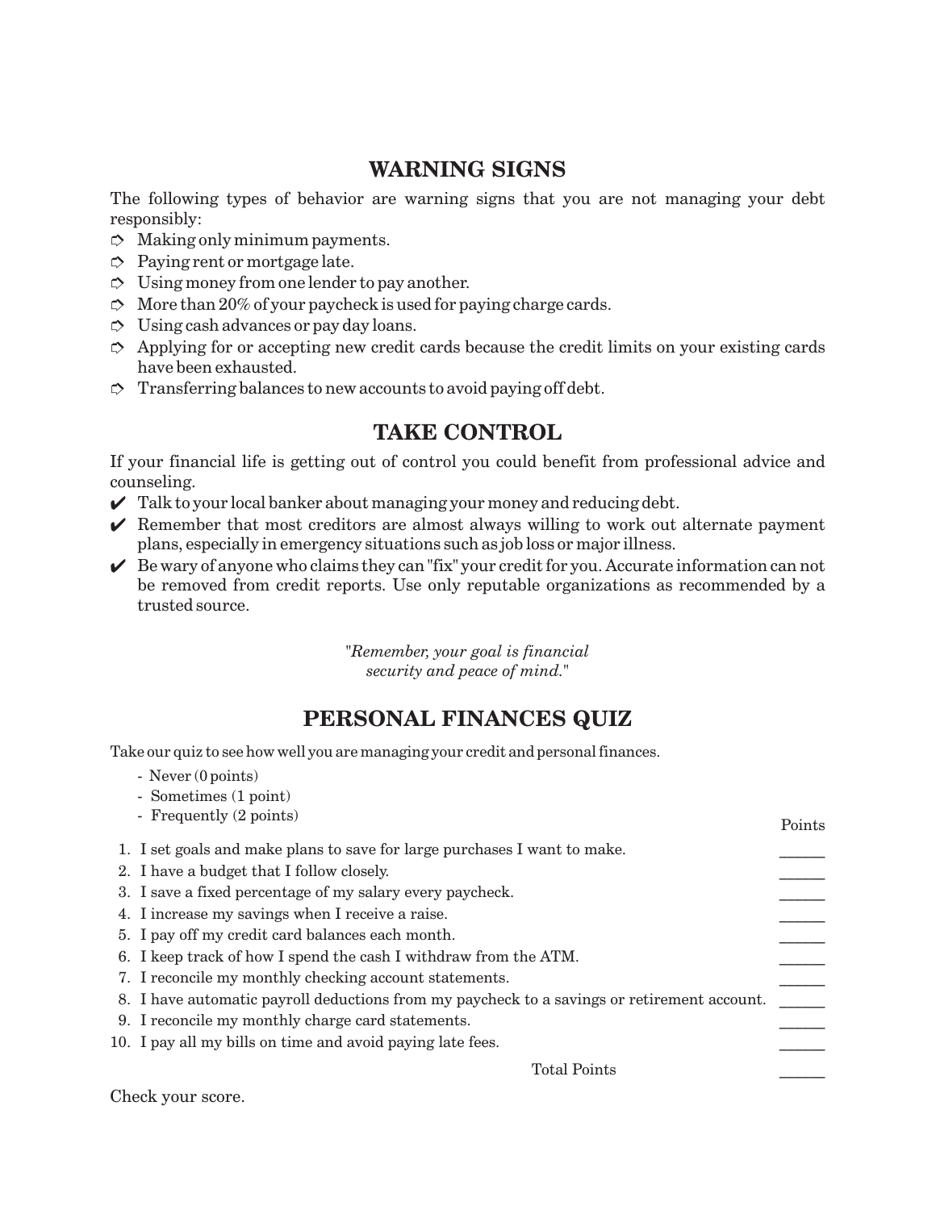## WARNING SIGNS

The following types of behavior are warning signs that you are not managing your debt responsibly:

- Making only minimum payments.
- Paying rent or mortgage late.
- Using money from one lender to pay another.
- More than 20% of your paycheck is used for paying charge cards.
- Using cash advances or pay day loans.
- Applying for or accepting new credit cards because the credit limits on your existing cards have been exhausted.
- Transferring balances to new accounts to avoid paying off debt.

## TAKE CONTROL

If your financial life is getting out of control you could benefit from professional advice and counseling.

- ✔ Talk to your local banker about managing your money and reducing debt.
- ✔ Remember that most creditors are almost always willing to work out alternate payment plans, especially in emergency situations such as job loss or major illness.
- ✔ Be wary of anyone who claims they can "fix" your credit for you. Accurate information can not be removed from credit reports. Use only reputable organizations as recommended by a trusted source.

"*Remember, your goal is financial security and peace of mind.*"

## PERSONAL FINANCES QUIZ

Take our quiz to see how well you are managing your credit and personal finances.

- Never (0 points)
- Sometimes (1 point)
- Frequently (2 points)

| | Points |
|---|---|
| 1. I set goals and make plans to save for large purchases I want to make. | _____ |
| 2. I have a budget that I follow closely. | _____ |
| 3. I save a fixed percentage of my salary every paycheck. | _____ |
| 4. I increase my savings when I receive a raise. | _____ |
| 5. I pay off my credit card balances each month. | _____ |
| 6. I keep track of how I spend the cash I withdraw from the ATM. | _____ |
| 7. I reconcile my monthly checking account statements. | _____ |
| 8. I have automatic payroll deductions from my paycheck to a savings or retirement account. | _____ |
| 9. I reconcile my monthly charge card statements. | _____ |
| 10. I pay all my bills on time and avoid paying late fees. | _____ |
| Total Points | _____ |

Check your score.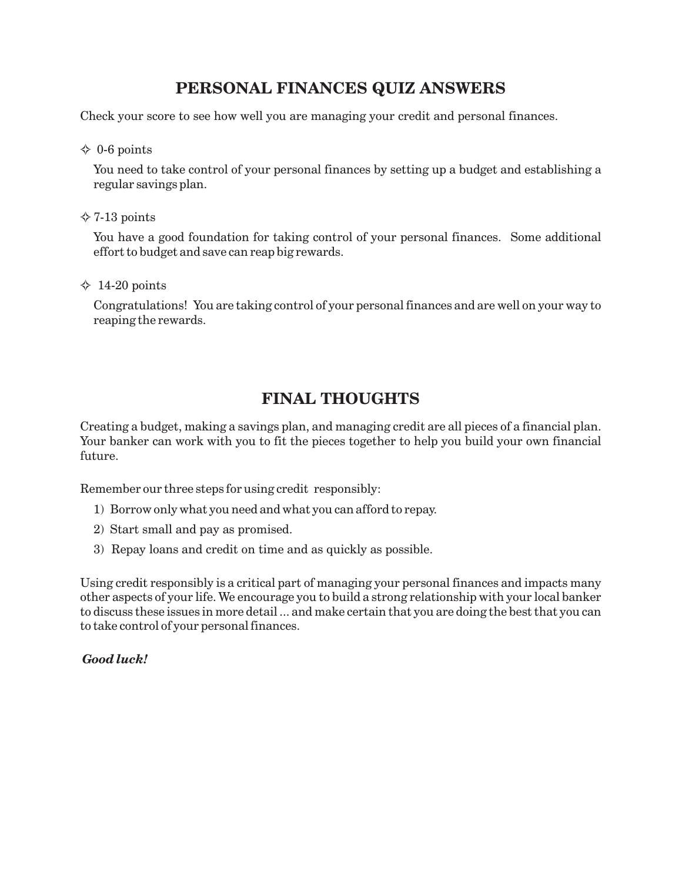## PERSONAL FINANCES QUIZ ANSWERS

Check your score to see how well you are managing your credit and personal finances.

- 0-6 points

  You need to take control of your personal finances by setting up a budget and establishing a regular savings plan.

- 7-13 points

  You have a good foundation for taking control of your personal finances. Some additional effort to budget and save can reap big rewards.

- 14-20 points

  Congratulations! You are taking control of your personal finances and are well on your way to reaping the rewards.

## FINAL THOUGHTS

Creating a budget, making a savings plan, and managing credit are all pieces of a financial plan. Your banker can work with you to fit the pieces together to help you build your own financial future.

Remember our three steps for using credit responsibly:

1) Borrow only what you need and what you can afford to repay.
2) Start small and pay as promised.
3) Repay loans and credit on time and as quickly as possible.

Using credit responsibly is a critical part of managing your personal finances and impacts many other aspects of your life. We encourage you to build a strong relationship with your local banker to discuss these issues in more detail ... and make certain that you are doing the best that you can to take control of your personal finances.

***Good luck!***